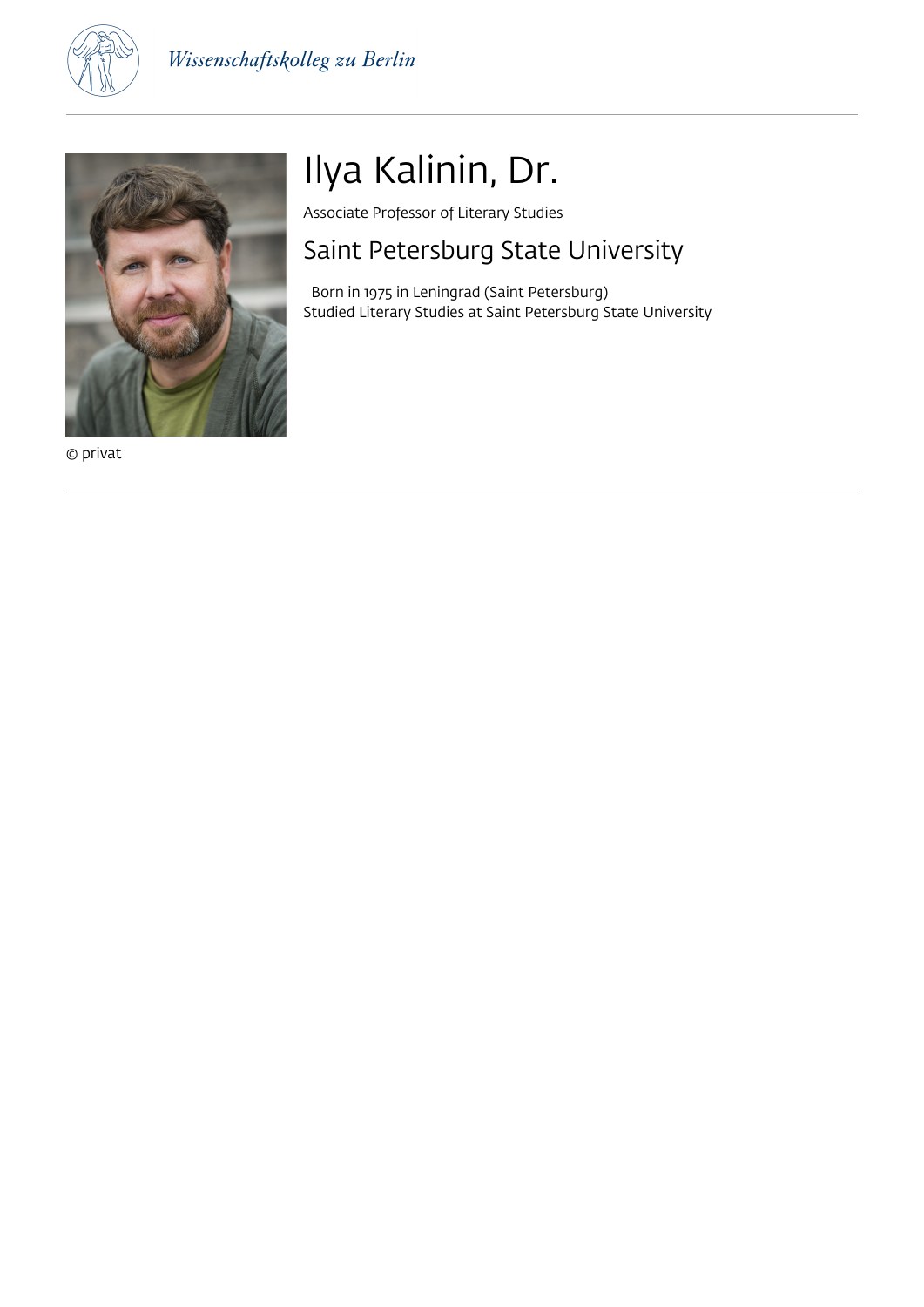# Ilya Kalinin, Dr.

Associate Professor of Literary Studies

## Saint Petersburg State University

Born in 1975 in Leningrad (Saint Petersburg)
Studied Literary Studies at Saint Petersburg State University

© privat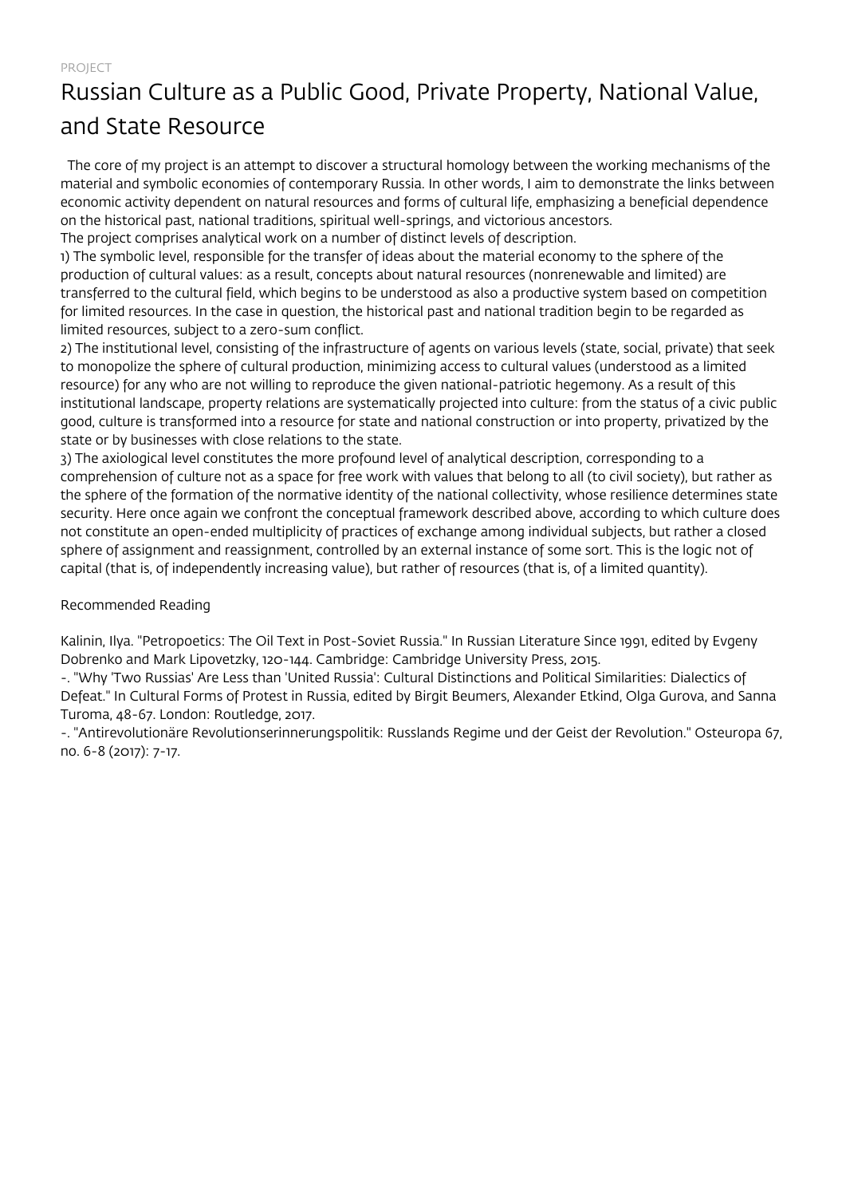PROJECT

# Russian Culture as a Public Good, Private Property, National Value, and State Resource

The core of my project is an attempt to discover a structural homology between the working mechanisms of the material and symbolic economies of contemporary Russia. In other words, I aim to demonstrate the links between economic activity dependent on natural resources and forms of cultural life, emphasizing a beneficial dependence on the historical past, national traditions, spiritual well-springs, and victorious ancestors.

The project comprises analytical work on a number of distinct levels of description.

1) The symbolic level, responsible for the transfer of ideas about the material economy to the sphere of the production of cultural values: as a result, concepts about natural resources (nonrenewable and limited) are transferred to the cultural field, which begins to be understood as also a productive system based on competition for limited resources. In the case in question, the historical past and national tradition begin to be regarded as limited resources, subject to a zero-sum conflict.

2) The institutional level, consisting of the infrastructure of agents on various levels (state, social, private) that seek to monopolize the sphere of cultural production, minimizing access to cultural values (understood as a limited resource) for any who are not willing to reproduce the given national-patriotic hegemony. As a result of this institutional landscape, property relations are systematically projected into culture: from the status of a civic public good, culture is transformed into a resource for state and national construction or into property, privatized by the state or by businesses with close relations to the state.

3) The axiological level constitutes the more profound level of analytical description, corresponding to a comprehension of culture not as a space for free work with values that belong to all (to civil society), but rather as the sphere of the formation of the normative identity of the national collectivity, whose resilience determines state security. Here once again we confront the conceptual framework described above, according to which culture does not constitute an open-ended multiplicity of practices of exchange among individual subjects, but rather a closed sphere of assignment and reassignment, controlled by an external instance of some sort. This is the logic not of capital (that is, of independently increasing value), but rather of resources (that is, of a limited quantity).

Recommended Reading

Kalinin, Ilya. "Petropoetics: The Oil Text in Post-Soviet Russia." In Russian Literature Since 1991, edited by Evgeny Dobrenko and Mark Lipovetzky, 120-144. Cambridge: Cambridge University Press, 2015.

-. "Why 'Two Russias' Are Less than 'United Russia': Cultural Distinctions and Political Similarities: Dialectics of Defeat." In Cultural Forms of Protest in Russia, edited by Birgit Beumers, Alexander Etkind, Olga Gurova, and Sanna Turoma, 48-67. London: Routledge, 2017.

-. "Antirevolutionäre Revolutionserinnerungspolitik: Russlands Regime und der Geist der Revolution." Osteuropa 67, no. 6-8 (2017): 7-17.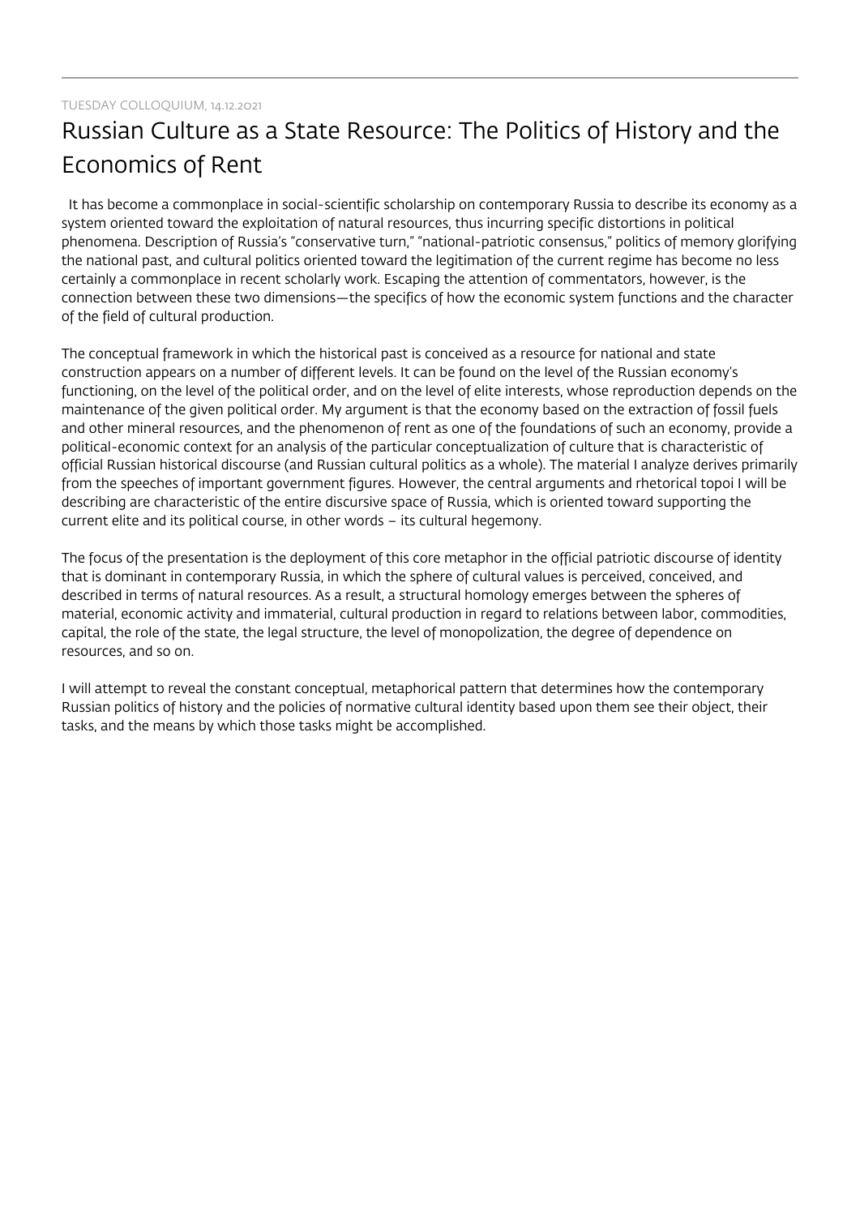TUESDAY COLLOQUIUM, 14.12.2021

# Russian Culture as a State Resource: The Politics of History and the Economics of Rent

It has become a commonplace in social-scientific scholarship on contemporary Russia to describe its economy as a system oriented toward the exploitation of natural resources, thus incurring specific distortions in political phenomena. Description of Russia's "conservative turn," "national-patriotic consensus," politics of memory glorifying the national past, and cultural politics oriented toward the legitimation of the current regime has become no less certainly a commonplace in recent scholarly work. Escaping the attention of commentators, however, is the connection between these two dimensions—the specifics of how the economic system functions and the character of the field of cultural production.

The conceptual framework in which the historical past is conceived as a resource for national and state construction appears on a number of different levels. It can be found on the level of the Russian economy's functioning, on the level of the political order, and on the level of elite interests, whose reproduction depends on the maintenance of the given political order. My argument is that the economy based on the extraction of fossil fuels and other mineral resources, and the phenomenon of rent as one of the foundations of such an economy, provide a political-economic context for an analysis of the particular conceptualization of culture that is characteristic of official Russian historical discourse (and Russian cultural politics as a whole). The material I analyze derives primarily from the speeches of important government figures. However, the central arguments and rhetorical topoi I will be describing are characteristic of the entire discursive space of Russia, which is oriented toward supporting the current elite and its political course, in other words – its cultural hegemony.

The focus of the presentation is the deployment of this core metaphor in the official patriotic discourse of identity that is dominant in contemporary Russia, in which the sphere of cultural values is perceived, conceived, and described in terms of natural resources. As a result, a structural homology emerges between the spheres of material, economic activity and immaterial, cultural production in regard to relations between labor, commodities, capital, the role of the state, the legal structure, the level of monopolization, the degree of dependence on resources, and so on.

I will attempt to reveal the constant conceptual, metaphorical pattern that determines how the contemporary Russian politics of history and the policies of normative cultural identity based upon them see their object, their tasks, and the means by which those tasks might be accomplished.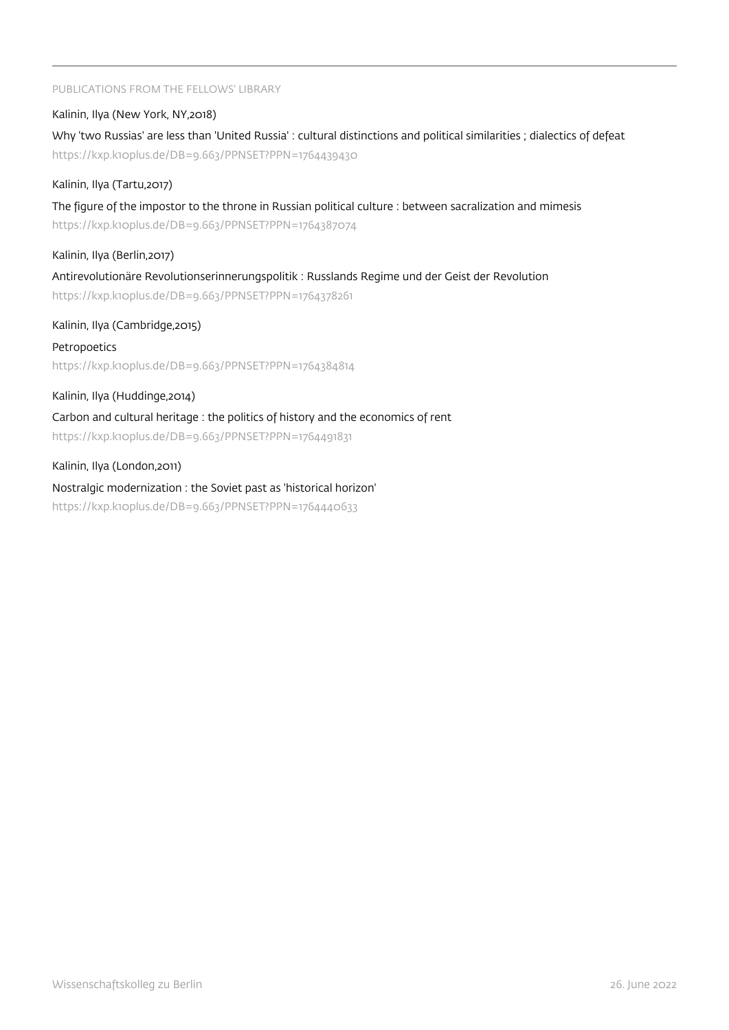PUBLICATIONS FROM THE FELLOWS' LIBRARY

Kalinin, Ilya (New York, NY,2018)

Why 'two Russias' are less than 'United Russia' : cultural distinctions and political similarities ; dialectics of defeat

https://kxp.k10plus.de/DB=9.663/PPNSET?PPN=1764439430

Kalinin, Ilya (Tartu,2017)

The figure of the impostor to the throne in Russian political culture : between sacralization and mimesis

https://kxp.k10plus.de/DB=9.663/PPNSET?PPN=1764387074

Kalinin, Ilya (Berlin,2017)

Antirevolutionäre Revolutionserinnerungspolitik : Russlands Regime und der Geist der Revolution

https://kxp.k10plus.de/DB=9.663/PPNSET?PPN=1764378261

Kalinin, Ilya (Cambridge,2015)

Petropoetics

https://kxp.k10plus.de/DB=9.663/PPNSET?PPN=1764384814

Kalinin, Ilya (Huddinge,2014)

Carbon and cultural heritage : the politics of history and the economics of rent

https://kxp.k10plus.de/DB=9.663/PPNSET?PPN=1764491831

Kalinin, Ilya (London,2011)

Nostralgic modernization : the Soviet past as 'historical horizon'

https://kxp.k10plus.de/DB=9.663/PPNSET?PPN=1764440633